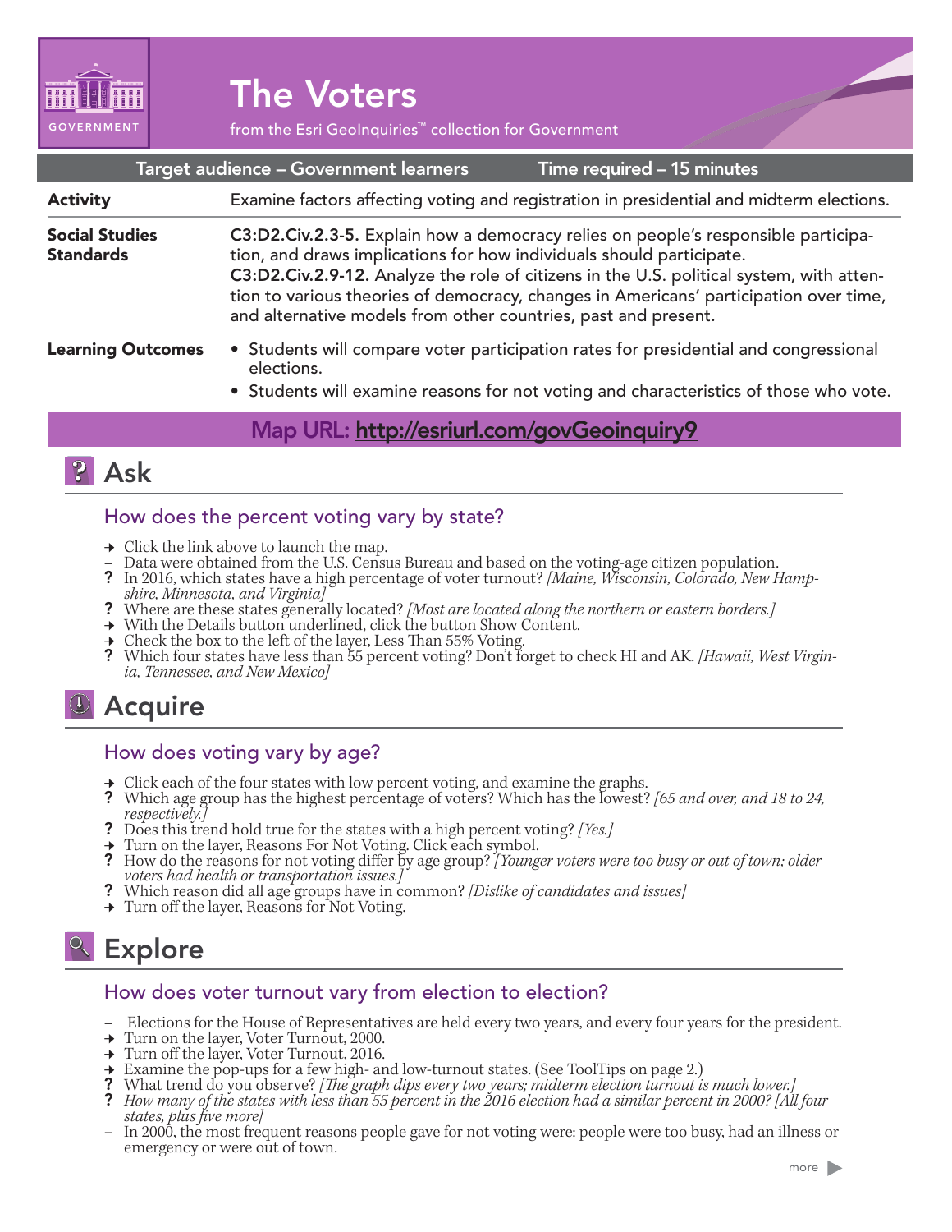GOVERNMENT

# The Voters

from the Esri GeoInquiries™ collection for Government

| Target audience – Government learners | Time required – 15 minutes |
|---|---|

**Activity** Examine factors affecting voting and registration in presidential and midterm elections.

**Social Studies Standards** **C3:D2.Civ.2.3-5.** Explain how a democracy relies on people's responsible participation, and draws implications for how individuals should participate.
**C3:D2.Civ.2.9-12.** Analyze the role of citizens in the U.S. political system, with attention to various theories of democracy, changes in Americans' participation over time, and alternative models from other countries, past and present.

**Learning Outcomes**
- Students will compare voter participation rates for presidential and congressional elections.
- Students will examine reasons for not voting and characteristics of those who vote.

**Map URL: http://esriurl.com/govGeoinquiry9**

## Ask

### How does the percent voting vary by state?

→ Click the link above to launch the map.
– Data were obtained from the U.S. Census Bureau and based on the voting-age citizen population.
? In 2016, which states have a high percentage of voter turnout? *[Maine, Wisconsin, Colorado, New Hampshire, Minnesota, and Virginia]*
? Where are these states generally located? *[Most are located along the northern or eastern borders.]*
→ With the Details button underlined, click the button Show Content.
→ Check the box to the left of the layer, Less Than 55% Voting.
? Which four states have less than 55 percent voting? Don't forget to check HI and AK. *[Hawaii, West Virginia, Tennessee, and New Mexico]*

## Acquire

### How does voting vary by age?

→ Click each of the four states with low percent voting, and examine the graphs.
? Which age group has the highest percentage of voters? Which has the lowest? *[65 and over, and 18 to 24, respectively.]*
? Does this trend hold true for the states with a high percent voting? *[Yes.]*
→ Turn on the layer, Reasons For Not Voting. Click each symbol.
? How do the reasons for not voting differ by age group? *[Younger voters were too busy or out of town; older voters had health or transportation issues.]*
? Which reason did all age groups have in common? *[Dislike of candidates and issues]*
→ Turn off the layer, Reasons for Not Voting.

## Explore

### How does voter turnout vary from election to election?

– Elections for the House of Representatives are held every two years, and every four years for the president.
→ Turn on the layer, Voter Turnout, 2000.
→ Turn off the layer, Voter Turnout, 2016.
→ Examine the pop-ups for a few high- and low-turnout states. (See ToolTips on page 2.)
? What trend do you observe? *[The graph dips every two years; midterm election turnout is much lower.]*
? *How many of the states with less than 55 percent in the 2016 election had a similar percent in 2000? [All four states, plus five more]*
– In 2000, the most frequent reasons people gave for not voting were: people were too busy, had an illness or emergency or were out of town.

more ▶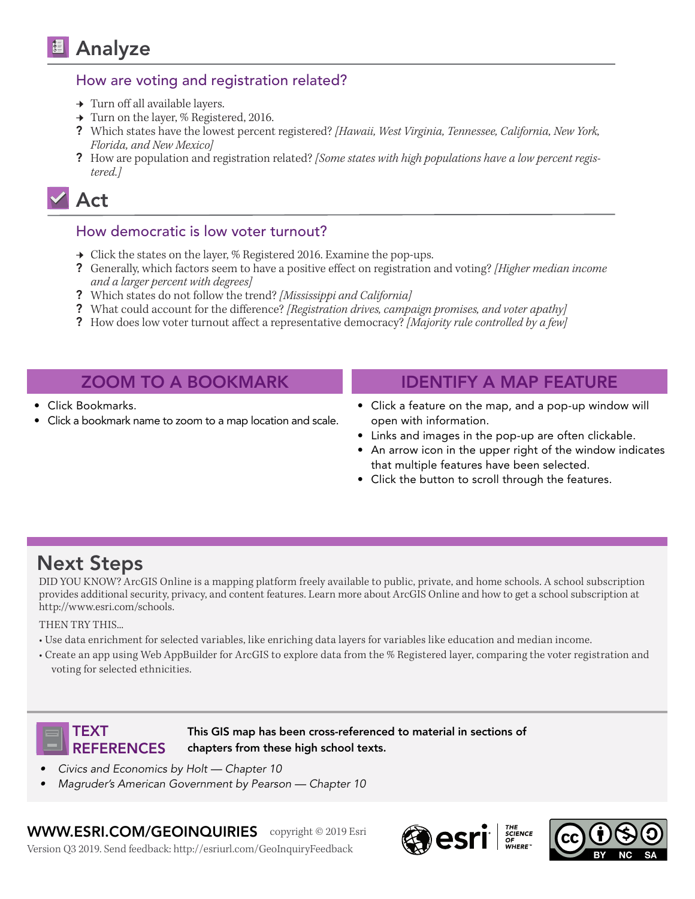# Analyze

## How are voting and registration related?

- → Turn off all available layers.
- → Turn on the layer, % Registered, 2016.
- **?** Which states have the lowest percent registered? *[Hawaii, West Virginia, Tennessee, California, New York, Florida, and New Mexico]*
- **?** How are population and registration related? *[Some states with high populations have a low percent registered.]*

# Act

## How democratic is low voter turnout?

- → Click the states on the layer, % Registered 2016. Examine the pop-ups.
- **?** Generally, which factors seem to have a positive effect on registration and voting? *[Higher median income and a larger percent with degrees]*
- **?** Which states do not follow the trend? *[Mississippi and California]*
- **?** What could account for the difference? *[Registration drives, campaign promises, and voter apathy]*
- **?** How does low voter turnout affect a representative democracy? *[Majority rule controlled by a few]*

### ZOOM TO A BOOKMARK

- Click Bookmarks.
- Click a bookmark name to zoom to a map location and scale.

### IDENTIFY A MAP FEATURE

- Click a feature on the map, and a pop-up window will open with information.
- Links and images in the pop-up are often clickable.
- An arrow icon in the upper right of the window indicates that multiple features have been selected.
- Click the button to scroll through the features.

# Next Steps

DID YOU KNOW? ArcGIS Online is a mapping platform freely available to public, private, and home schools. A school subscription provides additional security, privacy, and content features. Learn more about ArcGIS Online and how to get a school subscription at http://www.esri.com/schools.

THEN TRY THIS...

- Use data enrichment for selected variables, like enriching data layers for variables like education and median income.
- Create an app using Web AppBuilder for ArcGIS to explore data from the % Registered layer, comparing the voter registration and voting for selected ethnicities.

### TEXT REFERENCES

**This GIS map has been cross-referenced to material in sections of chapters from these high school texts.**

- *Civics and Economics by Holt — Chapter 10*
- *Magruder's American Government by Pearson — Chapter 10*

**WWW.ESRI.COM/GEOINQUIRIES** copyright © 2019 Esri

Version Q3 2019. Send feedback: http://esriurl.com/GeoInquiryFeedback